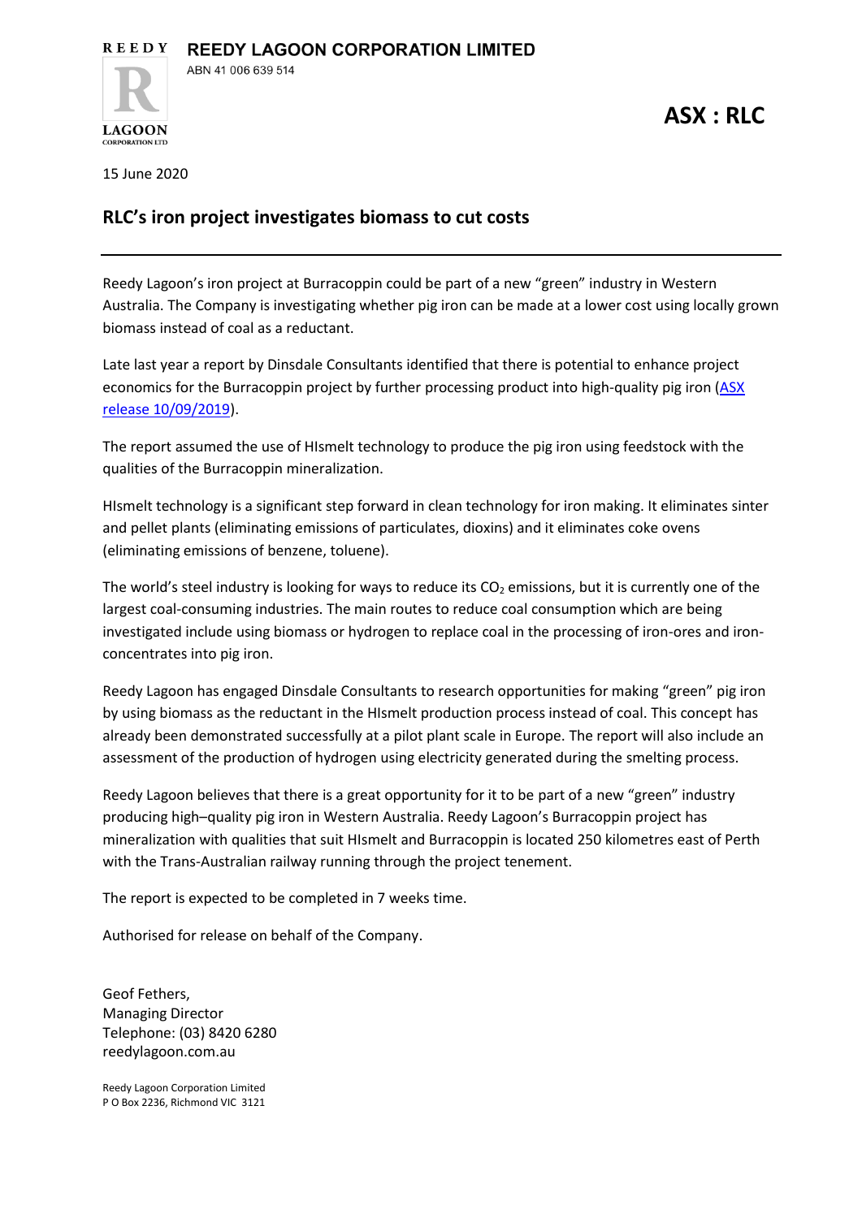**REEDY LAGOON CORPORATION LIMITED**

ABN 41 006 639 514

**ASX : RLC**

15 June 2020

## RLC's iron project investigates biomass to cut costs

Reedy Lagoon's iron project at Burracoppin could be part of a new "green" industry in Western Australia. The Company is investigating whether pig iron can be made at a lower cost using locally grown biomass instead of coal as a reductant.

Late last year a report by Dinsdale Consultants identified that there is potential to enhance project economics for the Burracoppin project by further processing product into high-quality pig iron (ASX release 10/09/2019).

The report assumed the use of HIsmelt technology to produce the pig iron using feedstock with the qualities of the Burracoppin mineralization.

HIsmelt technology is a significant step forward in clean technology for iron making. It eliminates sinter and pellet plants (eliminating emissions of particulates, dioxins) and it eliminates coke ovens (eliminating emissions of benzene, toluene).

The world's steel industry is looking for ways to reduce its $CO_2$ emissions, but it is currently one of the largest coal-consuming industries. The main routes to reduce coal consumption which are being investigated include using biomass or hydrogen to replace coal in the processing of iron-ores and iron-concentrates into pig iron.

Reedy Lagoon has engaged Dinsdale Consultants to research opportunities for making "green" pig iron by using biomass as the reductant in the HIsmelt production process instead of coal. This concept has already been demonstrated successfully at a pilot plant scale in Europe. The report will also include an assessment of the production of hydrogen using electricity generated during the smelting process.

Reedy Lagoon believes that there is a great opportunity for it to be part of a new "green" industry producing high–quality pig iron in Western Australia. Reedy Lagoon's Burracoppin project has mineralization with qualities that suit HIsmelt and Burracoppin is located 250 kilometres east of Perth with the Trans-Australian railway running through the project tenement.

The report is expected to be completed in 7 weeks time.

Authorised for release on behalf of the Company.

Geof Fethers,
Managing Director
Telephone: (03) 8420 6280
reedylagoon.com.au

Reedy Lagoon Corporation Limited
P O Box 2236, Richmond VIC 3121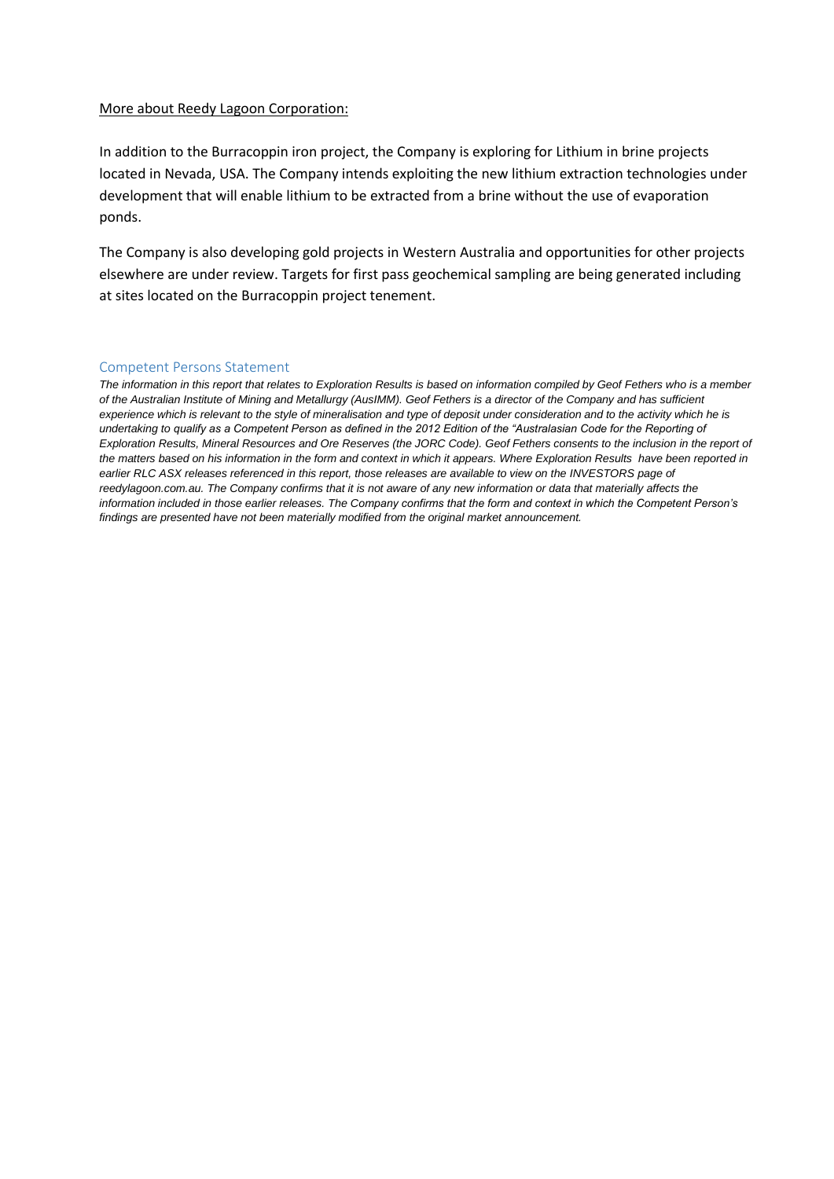More about Reedy Lagoon Corporation:

In addition to the Burracoppin iron project, the Company is exploring for Lithium in brine projects located in Nevada, USA. The Company intends exploiting the new lithium extraction technologies under development that will enable lithium to be extracted from a brine without the use of evaporation ponds.

The Company is also developing gold projects in Western Australia and opportunities for other projects elsewhere are under review. Targets for first pass geochemical sampling are being generated including at sites located on the Burracoppin project tenement.

## Competent Persons Statement

*The information in this report that relates to Exploration Results is based on information compiled by Geof Fethers who is a member of the Australian Institute of Mining and Metallurgy (AusIMM). Geof Fethers is a director of the Company and has sufficient experience which is relevant to the style of mineralisation and type of deposit under consideration and to the activity which he is undertaking to qualify as a Competent Person as defined in the 2012 Edition of the "Australasian Code for the Reporting of Exploration Results, Mineral Resources and Ore Reserves (the JORC Code). Geof Fethers consents to the inclusion in the report of the matters based on his information in the form and context in which it appears. Where Exploration Results have been reported in earlier RLC ASX releases referenced in this report, those releases are available to view on the INVESTORS page of reedylagoon.com.au. The Company confirms that it is not aware of any new information or data that materially affects the information included in those earlier releases. The Company confirms that the form and context in which the Competent Person's findings are presented have not been materially modified from the original market announcement.*